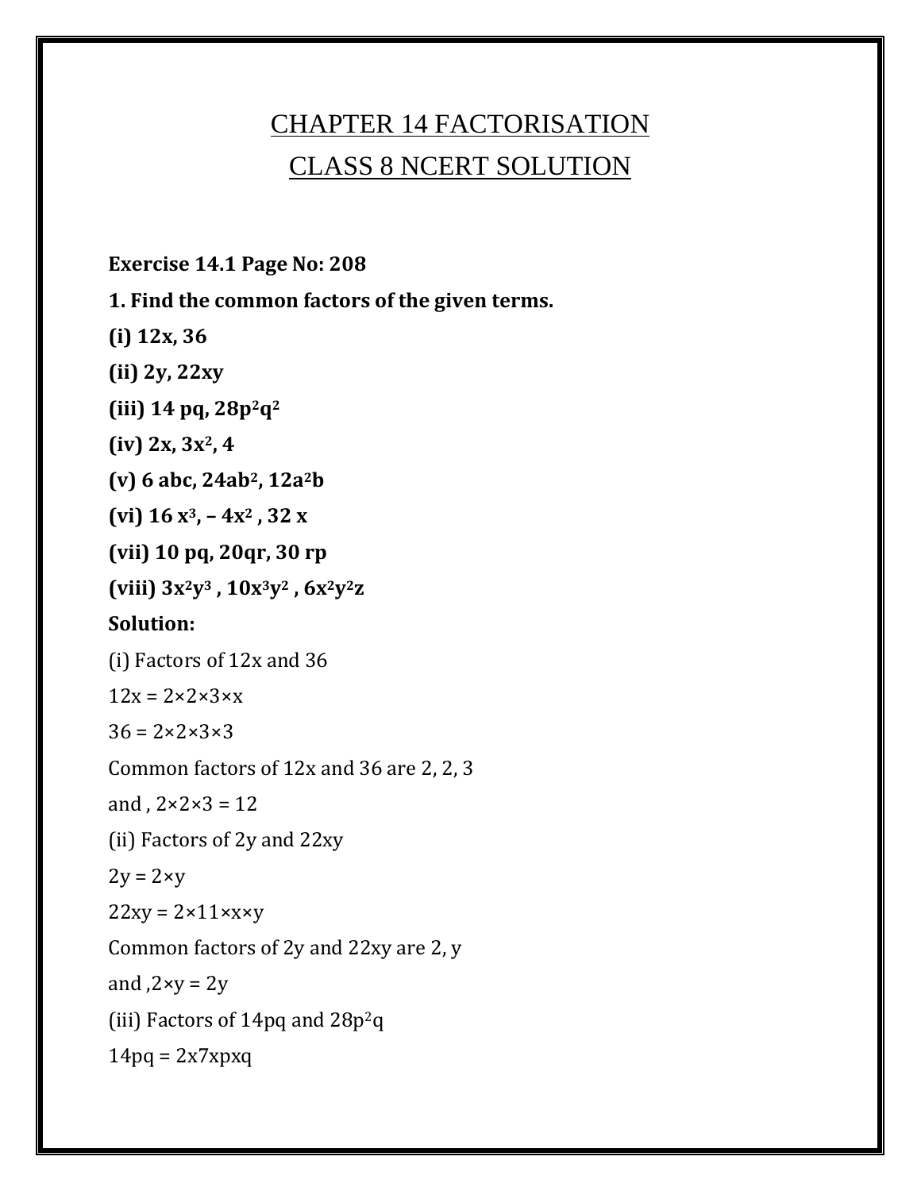# CHAPTER 14 FACTORISATION

# CLASS 8 NCERT SOLUTION

**Exercise 14.1 Page No: 208**

**1. Find the common factors of the given terms.**

**(i) $12x$, 36**

**(ii) $2y$, $22xy$**

**(iii) $14\ pq$, $28p^2q^2$**

**(iv) $2x$, $3x^2$, 4**

**(v) $6\ abc$, $24ab^2$, $12a^2b$**

**(vi) $16\ x^3$, $-4x^2$, $32\ x$**

**(vii) $10\ pq$, $20qr$, $30\ rp$**

**(viii) $3x^2y^3$, $10x^3y^2$, $6x^2y^2z$**

**Solution:**

(i) Factors of $12x$ and 36

$12x = 2\times2\times3\times x$

$36 = 2\times2\times3\times3$

Common factors of $12x$ and 36 are 2, 2, 3

and , $2\times2\times3 = 12$

(ii) Factors of $2y$ and $22xy$

$2y = 2\times y$

$22xy = 2\times11\times x\times y$

Common factors of $2y$ and $22xy$ are 2, $y$

and ,$2\times y = 2y$

(iii) Factors of $14pq$ and $28p^2q$

$14pq = 2x7xpxq$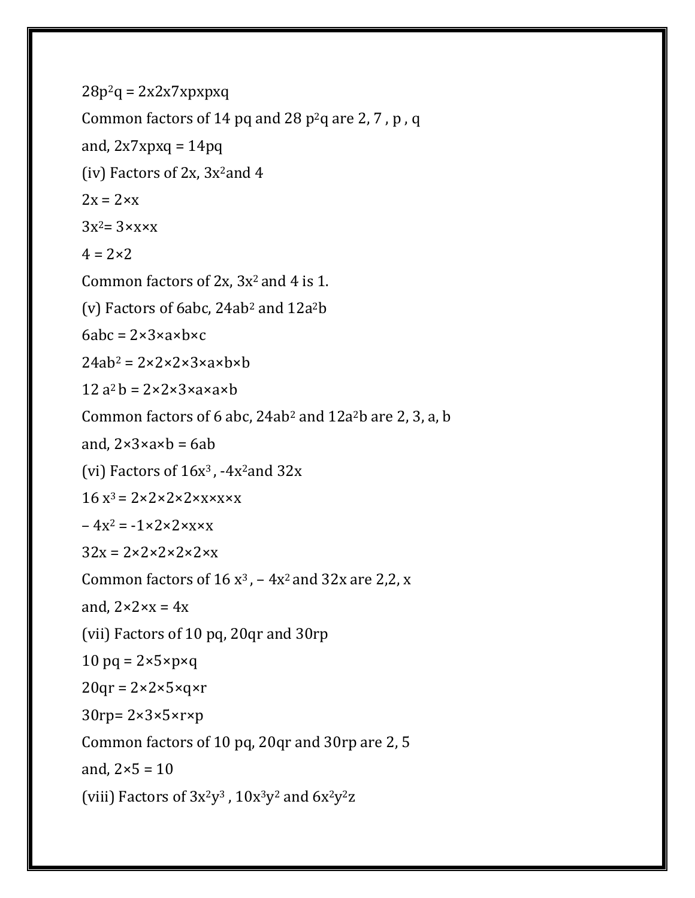$28p^2q = 2x2x7xpxpxq$

Common factors of 14 pq and 28 $p^2q$ are 2, 7 , p , q

and, $2x7xpxq = 14pq$

(iv) Factors of 2x, $3x^2$ and 4

$2x = 2\times x$

$3x^2 = 3\times x\times x$

$4 = 2\times 2$

Common factors of 2x, $3x^2$ and 4 is 1.

(v) Factors of 6abc, $24ab^2$ and $12a^2b$

$6abc = 2\times 3\times a\times b\times c$

$24ab^2 = 2\times 2\times 2\times 3\times a\times b\times b$

$12\,a^2\,b = 2\times 2\times 3\times a\times a\times b$

Common factors of 6 abc, $24ab^2$ and $12a^2b$ are 2, 3, a, b

and, $2\times 3\times a\times b = 6ab$

(vi) Factors of $16x^3$ , $-4x^2$ and 32x

$16\,x^3 = 2\times 2\times 2\times 2\times x\times x\times x$

$-4x^2 = -1\times 2\times 2\times x\times x$

$32x = 2\times 2\times 2\times 2\times 2\times x$

Common factors of $16\,x^3$ , $-4x^2$ and 32x are 2,2, x

and, $2\times 2\times x = 4x$

(vii) Factors of 10 pq, 20qr and 30rp

$10\,pq = 2\times 5\times p\times q$

$20qr = 2\times 2\times 5\times q\times r$

$30rp = 2\times 3\times 5\times r\times p$

Common factors of 10 pq, 20qr and 30rp are 2, 5

and, $2\times 5 = 10$

(viii) Factors of $3x^2y^3$ , $10x^3y^2$ and $6x^2y^2z$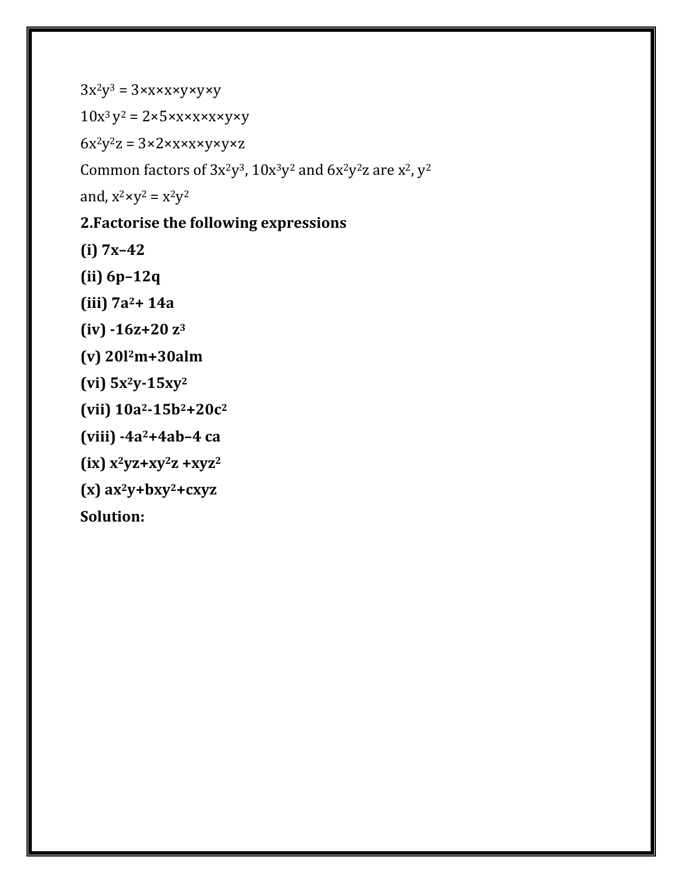$3x^2y^3 = 3 \times x \times x \times y \times y \times y$

$10x^3 y^2 = 2 \times 5 \times x \times x \times x \times y \times y$

$6x^2y^2z = 3 \times 2 \times x \times x \times y \times y \times z$

Common factors of $3x^2y^3$, $10x^3y^2$ and $6x^2y^2z$ are $x^2$, $y^2$

and, $x^2 \times y^2 = x^2y^2$

**2.Factorise the following expressions**

**(i) $7x–42$**

**(ii) $6p–12q$**

**(iii) $7a^2+ 14a$**

**(iv) $-16z+20 z^3$**

**(v) $20l^2m+30alm$**

**(vi) $5x^2y-15xy^2$**

**(vii) $10a^2-15b^2+20c^2$**

**(viii) $-4a^2+4ab–4 ca$**

**(ix) $x^2yz+xy^2z +xyz^2$**

**(x) $ax^2y+bxy^2+cxyz$**

**Solution:**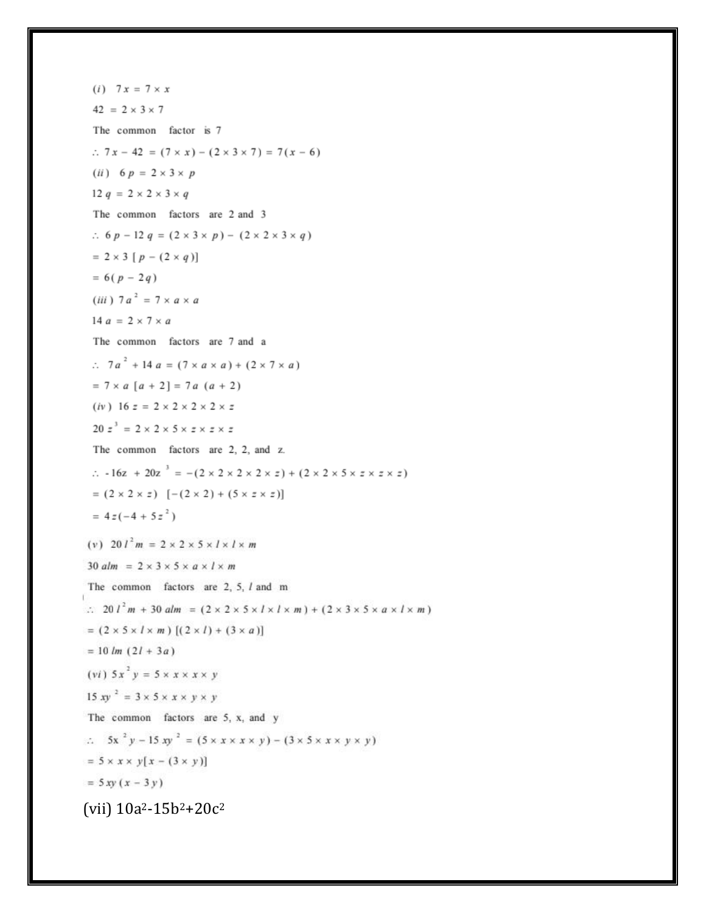(i) $7x = 7 \times x$

$42 = 2 \times 3 \times 7$

The common factor is 7

$\therefore\ 7x - 42 = (7 \times x) - (2 \times 3 \times 7) = 7(x - 6)$

(ii) $6p = 2 \times 3 \times p$

$12q = 2 \times 2 \times 3 \times q$

The common factors are 2 and 3

$\therefore\ 6p - 12q = (2 \times 3 \times p) - (2 \times 2 \times 3 \times q)$

$= 2 \times 3\,[p - (2 \times q)]$

$= 6(p - 2q)$

(iii) $7a^2 = 7 \times a \times a$

$14a = 2 \times 7 \times a$

The common factors are 7 and a

$\therefore\ 7a^2 + 14a = (7 \times a \times a) + (2 \times 7 \times a)$

$= 7 \times a\,[a + 2] = 7a\,(a + 2)$

(iv) $16z = 2 \times 2 \times 2 \times 2 \times z$

$20z^3 = 2 \times 2 \times 5 \times z \times z \times z$

The common factors are 2, 2, and z.

$\therefore\ -16z + 20z^3 = -(2 \times 2 \times 2 \times 2 \times z) + (2 \times 2 \times 5 \times z \times z \times z)$

$= (2 \times 2 \times z)\ [-(2 \times 2) + (5 \times z \times z)]$

$= 4z(-4 + 5z^2)$

(v) $20l^2m = 2 \times 2 \times 5 \times l \times l \times m$

$30alm = 2 \times 3 \times 5 \times a \times l \times m$

The common factors are 2, 5, $l$ and m

$\therefore\ 20l^2m + 30alm = (2 \times 2 \times 5 \times l \times l \times m) + (2 \times 3 \times 5 \times a \times l \times m)$

$= (2 \times 5 \times l \times m)\,[(2 \times l) + (3 \times a)]$

$= 10lm\,(2l + 3a)$

(vi) $5x^2y = 5 \times x \times x \times y$

$15xy^2 = 3 \times 5 \times x \times y \times y$

The common factors are 5, x, and y

$\therefore\ 5x^2y - 15xy^2 = (5 \times x \times x \times y) - (3 \times 5 \times x \times y \times y)$

$= 5 \times x \times y[x - (3 \times y)]$

$= 5xy\,(x - 3y)$

(vii) $10a^2 - 15b^2 + 20c^2$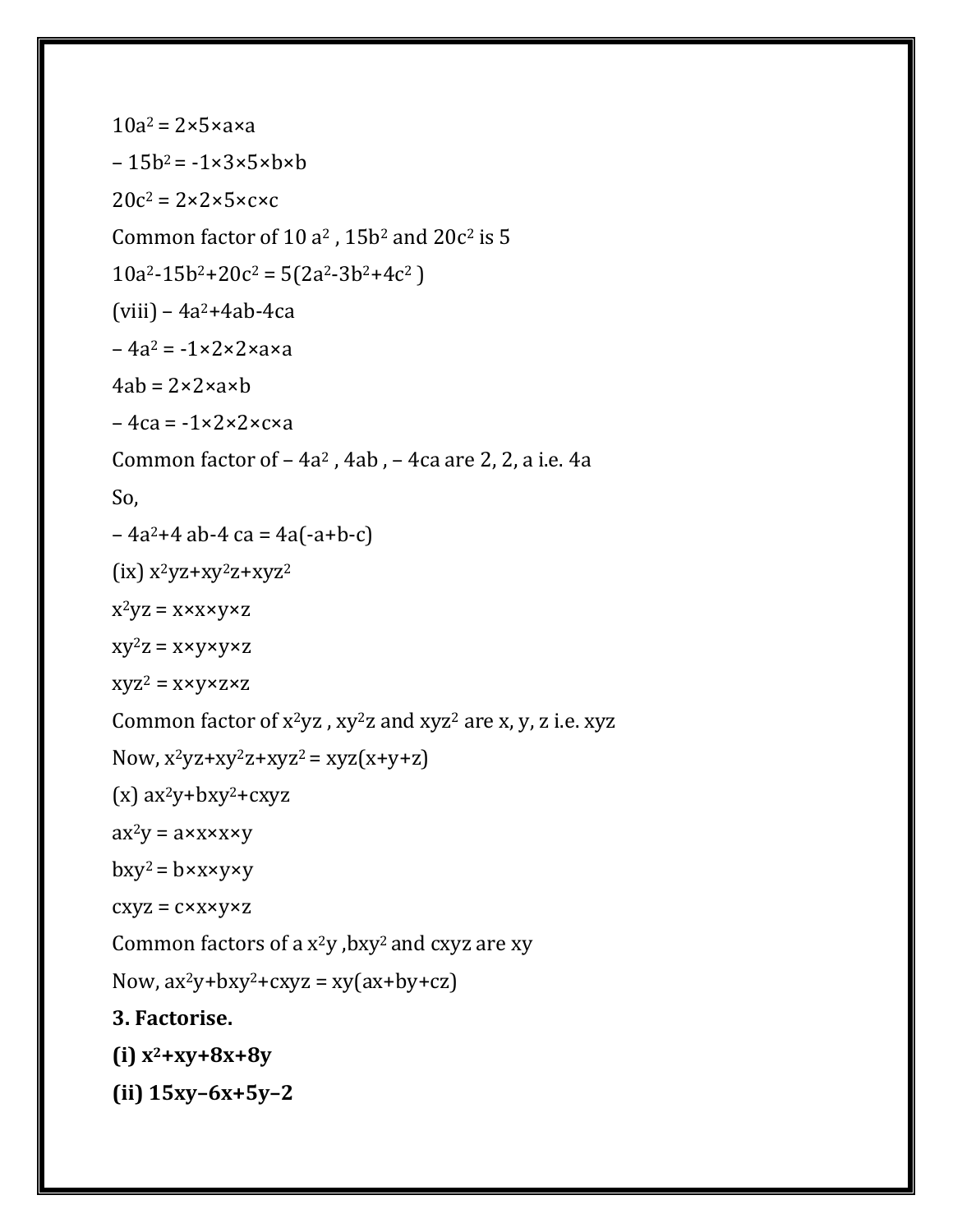$10a^2 = 2×5×a×a$

$– 15b^2 = -1×3×5×b×b$

$20c^2 = 2×2×5×c×c$

Common factor of $10 a^2$ , $15b^2$ and $20c^2$ is 5

$10a^2-15b^2+20c^2 = 5(2a^2-3b^2+4c^2)$

(viii) $– 4a^2+4ab-4ca$

$– 4a^2 = -1×2×2×a×a$

$4ab = 2×2×a×b$

$– 4ca = -1×2×2×c×a$

Common factor of $– 4a^2$ , $4ab$ , $– 4ca$ are 2, 2, a i.e. 4a

So,

$– 4a^2+4 ab-4 ca = 4a(-a+b-c)$

(ix) $x^2yz+xy^2z+xyz^2$

$x^2yz = x×x×y×z$

$xy^2z = x×y×y×z$

$xyz^2 = x×y×z×z$

Common factor of $x^2yz$ , $xy^2z$ and $xyz^2$ are x, y, z i.e. xyz

Now, $x^2yz+xy^2z+xyz^2 = xyz(x+y+z)$

(x) $ax^2y+bxy^2+cxyz$

$ax^2y = a×x×x×y$

$bxy^2 = b×x×y×y$

$cxyz = c×x×y×z$

Common factors of $a x^2y$ ,$bxy^2$ and cxyz are xy

Now, $ax^2y+bxy^2+cxyz = xy(ax+by+cz)$

**3. Factorise.**

**(i) $x^2+xy+8x+8y$**

**(ii) $15xy–6x+5y–2$**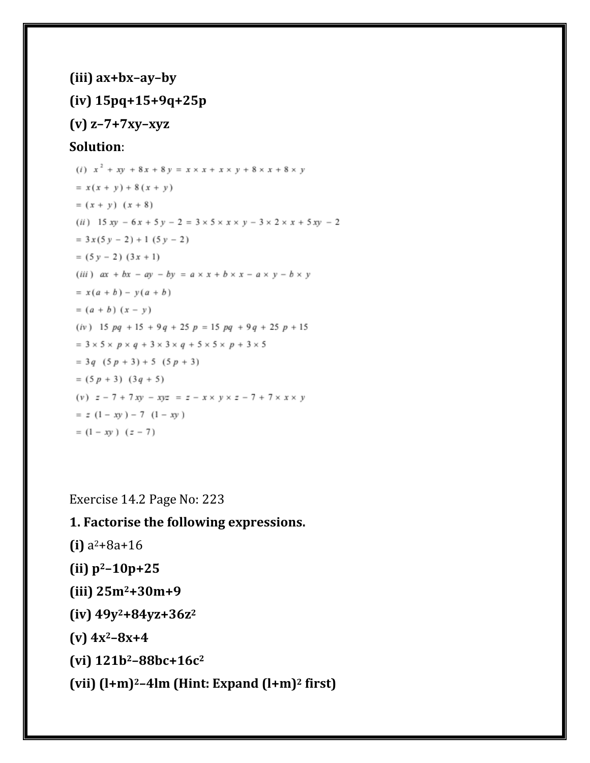**(iii) ax+bx–ay–by**

**(iv) 15pq+15+9q+25p**

**(v) z–7+7xy–xyz**

**Solution**:

$(i)\ x^2 + xy + 8x + 8y = x \times x + x \times y + 8 \times x + 8 \times y$

$= x(x + y) + 8(x + y)$

$= (x + y)\ (x + 8)$

$(ii)\ 15xy - 6x + 5y - 2 = 3 \times 5 \times x \times y - 3 \times 2 \times x + 5xy - 2$

$= 3x(5y - 2) + 1\ (5y - 2)$

$= (5y - 2)\ (3x + 1)$

$(iii)\ ax + bx - ay - by = a \times x + b \times x - a \times y - b \times y$

$= x(a + b) - y(a + b)$

$= (a + b)\ (x - y)$

$(iv)\ 15pq + 15 + 9q + 25p = 15pq + 9q + 25p + 15$

$= 3 \times 5 \times p \times q + 3 \times 3 \times q + 5 \times 5 \times p + 3 \times 5$

$= 3q\ (5p + 3) + 5\ (5p + 3)$

$= (5p + 3)\ (3q + 5)$

$(v)\ z - 7 + 7xy - xyz = z - x \times y \times z - 7 + 7 \times x \times y$

$= z\ (1 - xy) - 7\ (1 - xy)$

$= (1 - xy)\ (z - 7)$

Exercise 14.2 Page No: 223

**1. Factorise the following expressions.**

**(i)** $a^2+8a+16$

**(ii)** $p^2–10p+25$

**(iii)** $25m^2+30m+9$

**(iv)** $49y^2+84yz+36z^2$

**(v)** $4x^2–8x+4$

**(vi)** $121b^2–88bc+16c^2$

**(vii)** $(l+m)^2–4lm$ **(Hint: Expand** $(l+m)^2$ **first)**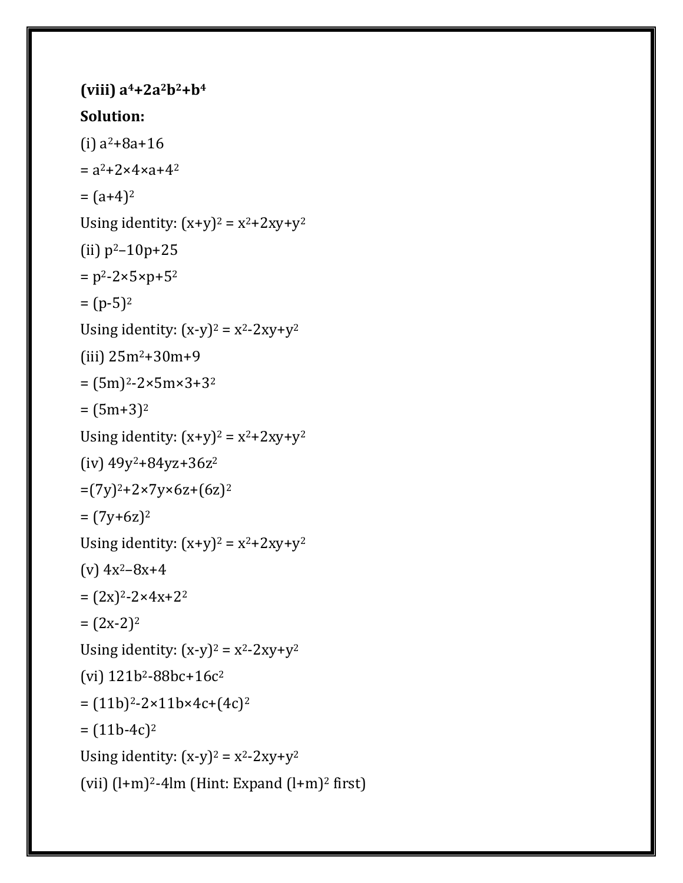**(viii) $a^4+2a^2b^2+b^4$**

**Solution:**

(i) $a^2+8a+16$

$= a^2+2\times4\times a+4^2$

$= (a+4)^2$

Using identity: $(x+y)^2 = x^2+2xy+y^2$

(ii) $p^2–10p+25$

$= p^2-2\times5\times p+5^2$

$= (p-5)^2$

Using identity: $(x-y)^2 = x^2-2xy+y^2$

(iii) $25m^2+30m+9$

$= (5m)^2-2\times5m\times3+3^2$

$= (5m+3)^2$

Using identity: $(x+y)^2 = x^2+2xy+y^2$

(iv) $49y^2+84yz+36z^2$

$=(7y)^2+2\times7y\times6z+(6z)^2$

$= (7y+6z)^2$

Using identity: $(x+y)^2 = x^2+2xy+y^2$

(v) $4x^2–8x+4$

$= (2x)^2-2\times4x+2^2$

$= (2x-2)^2$

Using identity: $(x-y)^2 = x^2-2xy+y^2$

(vi) $121b^2-88bc+16c^2$

$= (11b)^2-2\times11b\times4c+(4c)^2$

$= (11b-4c)^2$

Using identity: $(x-y)^2 = x^2-2xy+y^2$

(vii) $(l+m)^2-4lm$ (Hint: Expand $(l+m)^2$ first)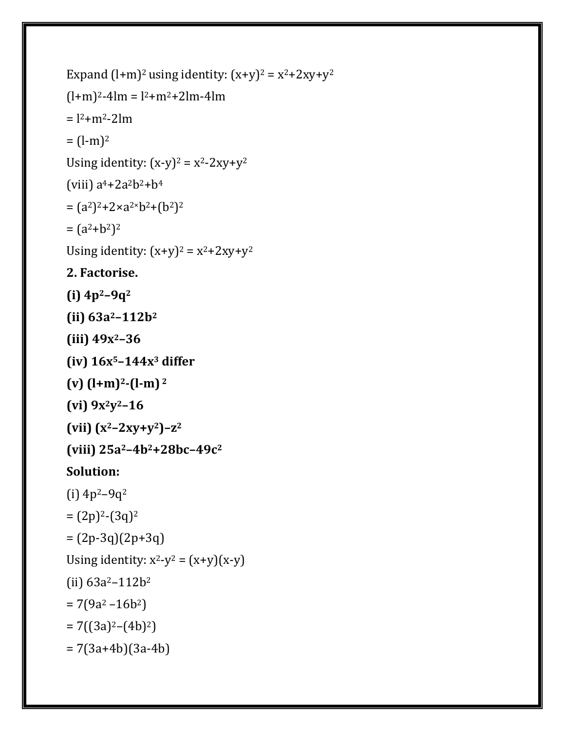Expand $(l+m)^2$ using identity: $(x+y)^2 = x^2+2xy+y^2$

$(l+m)^2-4lm = l^2+m^2+2lm-4lm$

$= l^2+m^2-2lm$

$= (l-m)^2$

Using identity: $(x-y)^2 = x^2-2xy+y^2$

(viii) $a^4+2a^2b^2+b^4$

$= (a^2)^2+2\times a^{2\times}b^2+(b^2)^2$

$= (a^2+b^2)^2$

Using identity: $(x+y)^2 = x^2+2xy+y^2$

**2. Factorise.**

**(i) $4p^2-9q^2$**

**(ii) $63a^2-112b^2$**

**(iii) $49x^2-36$**

**(iv) $16x^5-144x^3$ differ**

**(v) $(l+m)^2-(l-m)^2$**

**(vi) $9x^2y^2-16$**

**(vii) $(x^2-2xy+y^2)-z^2$**

**(viii) $25a^2-4b^2+28bc-49c^2$**

**Solution:**

(i) $4p^2-9q^2$

$= (2p)^2-(3q)^2$

$= (2p-3q)(2p+3q)$

Using identity: $x^2-y^2 = (x+y)(x-y)$

(ii) $63a^2-112b^2$

$= 7(9a^2 -16b^2)$

$= 7((3a)^2-(4b)^2)$

$= 7(3a+4b)(3a-4b)$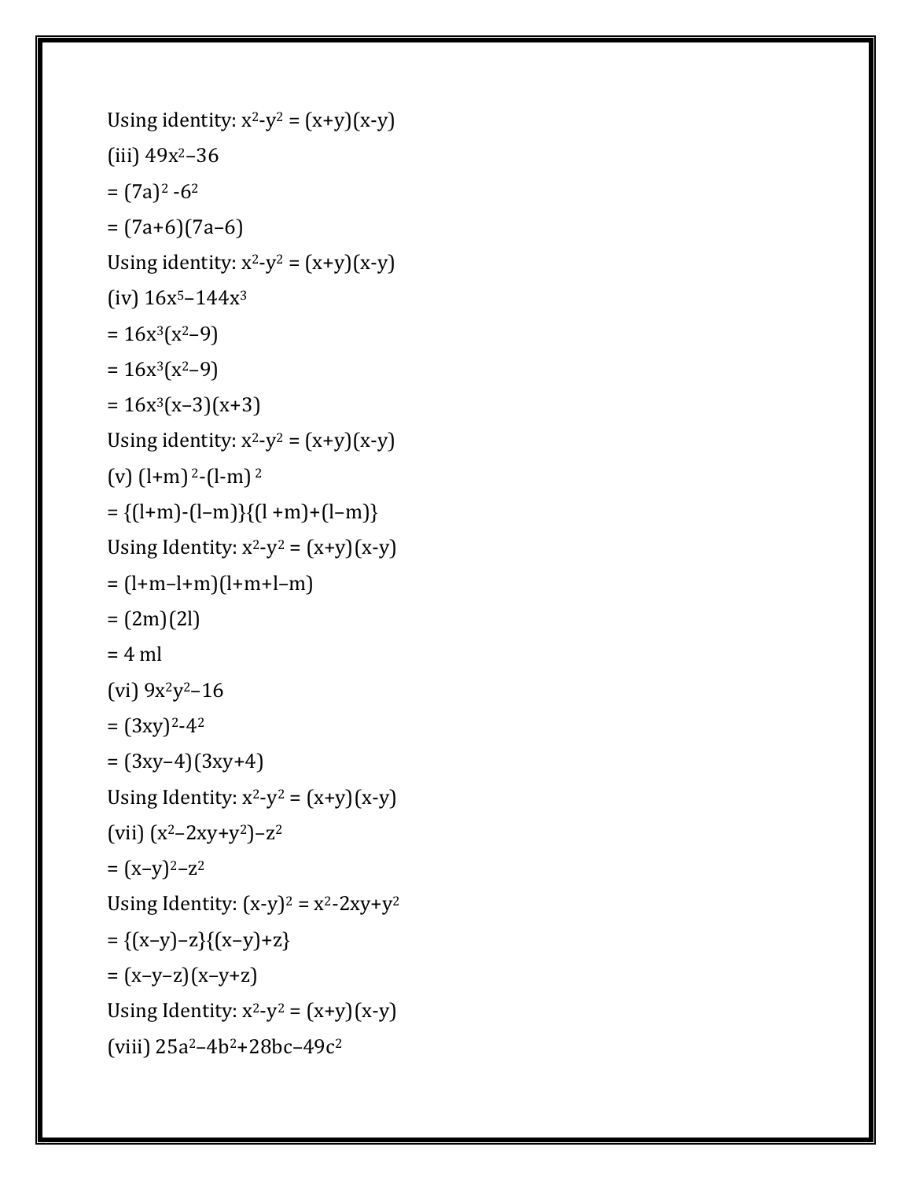Using identity: $x^2-y^2 = (x+y)(x-y)$

(iii) $49x^2-36$

$= (7a)^2 - 6^2$

$= (7a+6)(7a-6)$

Using identity: $x^2-y^2 = (x+y)(x-y)$

(iv) $16x^5-144x^3$

$= 16x^3(x^2-9)$

$= 16x^3(x^2-9)$

$= 16x^3(x-3)(x+3)$

Using identity: $x^2-y^2 = (x+y)(x-y)$

(v) $(l+m)^2-(l-m)^2$

$= \{(l+m)-(l-m)\}\{(l+m)+(l-m)\}$

Using Identity: $x^2-y^2 = (x+y)(x-y)$

$= (l+m-l+m)(l+m+l-m)$

$= (2m)(2l)$

$= 4\ ml$

(vi) $9x^2y^2-16$

$= (3xy)^2-4^2$

$= (3xy-4)(3xy+4)$

Using Identity: $x^2-y^2 = (x+y)(x-y)$

(vii) $(x^2-2xy+y^2)-z^2$

$= (x-y)^2-z^2$

Using Identity: $(x-y)^2 = x^2-2xy+y^2$

$= \{(x-y)-z\}\{(x-y)+z\}$

$= (x-y-z)(x-y+z)$

Using Identity: $x^2-y^2 = (x+y)(x-y)$

(viii) $25a^2-4b^2+28bc-49c^2$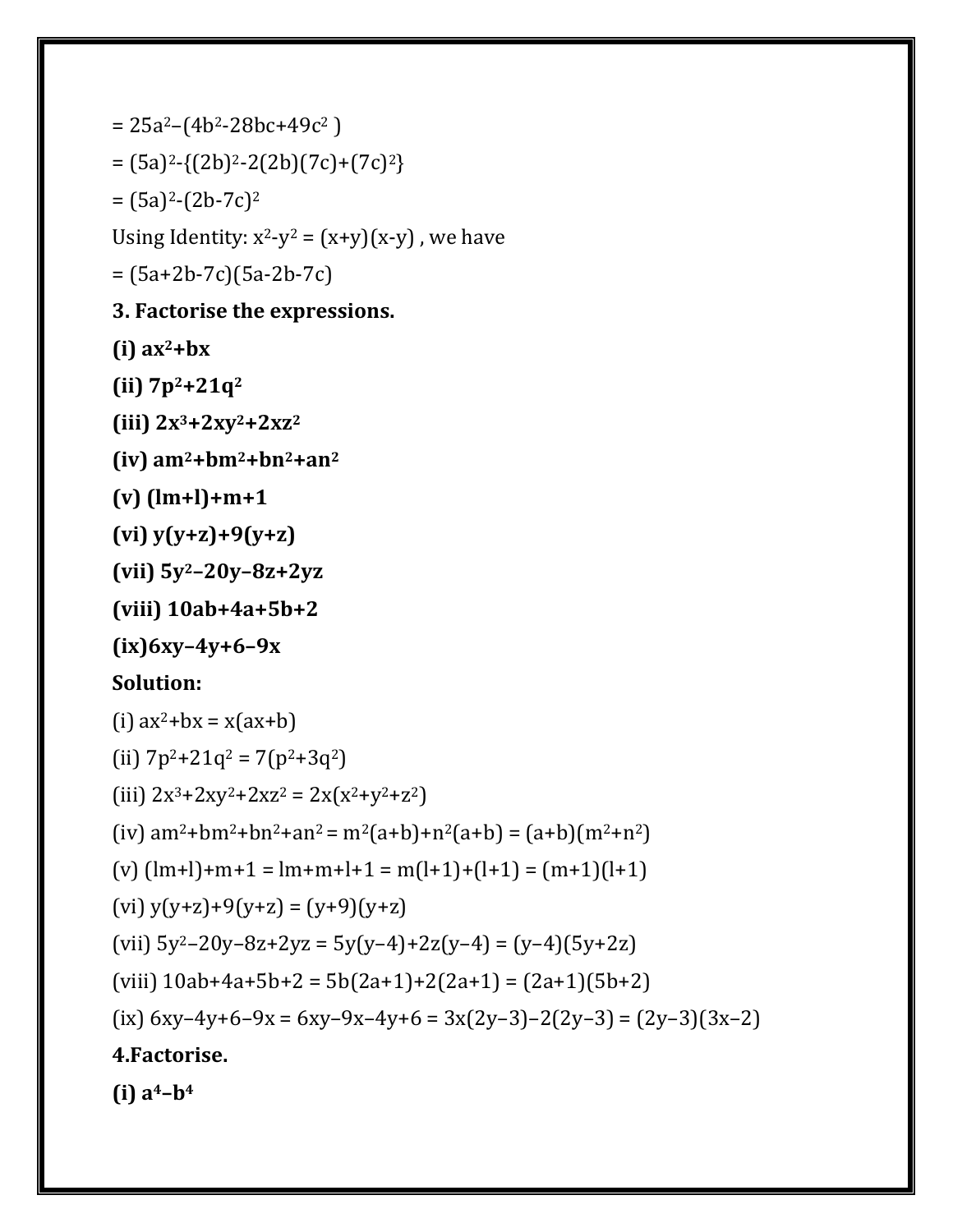$= 25a^2-(4b^2-28bc+49c^2)$

$= (5a)^2-\{(2b)^2-2(2b)(7c)+(7c)^2\}$

$= (5a)^2-(2b-7c)^2$

Using Identity: $x^2-y^2 = (x+y)(x-y)$ , we have

$= (5a+2b-7c)(5a-2b-7c)$

**3. Factorise the expressions.**

**(i)** $ax^2+bx$

**(ii)** $7p^2+21q^2$

**(iii)** $2x^3+2xy^2+2xz^2$

**(iv)** $am^2+bm^2+bn^2+an^2$

**(v)** $(lm+l)+m+1$

**(vi)** $y(y+z)+9(y+z)$

**(vii)** $5y^2-20y-8z+2yz$

**(viii)** $10ab+4a+5b+2$

**(ix)** $6xy-4y+6-9x$

**Solution:**

(i) $ax^2+bx = x(ax+b)$

(ii) $7p^2+21q^2 = 7(p^2+3q^2)$

(iii) $2x^3+2xy^2+2xz^2 = 2x(x^2+y^2+z^2)$

(iv) $am^2+bm^2+bn^2+an^2 = m^2(a+b)+n^2(a+b) = (a+b)(m^2+n^2)$

(v) $(lm+l)+m+1 = lm+m+l+1 = m(l+1)+(l+1) = (m+1)(l+1)$

(vi) $y(y+z)+9(y+z) = (y+9)(y+z)$

(vii) $5y^2-20y-8z+2yz = 5y(y-4)+2z(y-4) = (y-4)(5y+2z)$

(viii) $10ab+4a+5b+2 = 5b(2a+1)+2(2a+1) = (2a+1)(5b+2)$

(ix) $6xy-4y+6-9x = 6xy-9x-4y+6 = 3x(2y-3)-2(2y-3) = (2y-3)(3x-2)$

**4.Factorise.**

**(i)** $a^4-b^4$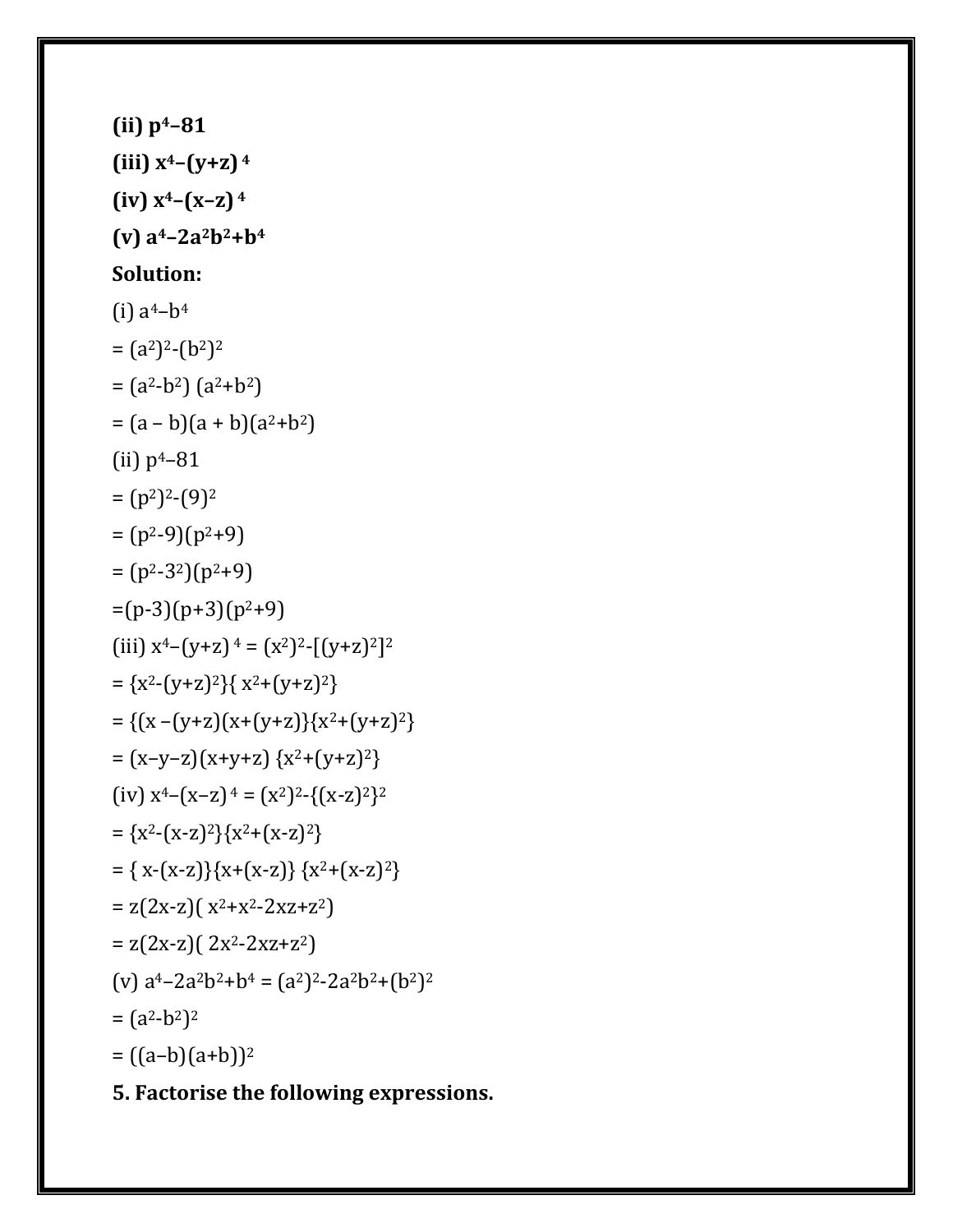**(ii) $p^4–81$**

**(iii) $x^4–(y+z)^4$**

**(iv) $x^4–(x–z)^4$**

**(v) $a^4–2a^2b^2+b^4$**

**Solution:**

(i) $a^4–b^4$

$= (a^2)^2-(b^2)^2$

$= (a^2-b^2)(a^2+b^2)$

$= (a – b)(a + b)(a^2+b^2)$

(ii) $p^4–81$

$= (p^2)^2-(9)^2$

$= (p^2-9)(p^2+9)$

$= (p^2-3^2)(p^2+9)$

$=(p-3)(p+3)(p^2+9)$

(iii) $x^4–(y+z)^4 = (x^2)^2-[(y+z)^2]^2$

$= \{x^2-(y+z)^2\}\{x^2+(y+z)^2\}$

$= \{(x –(y+z)(x+(y+z)\}\{x^2+(y+z)^2\}$

$= (x–y–z)(x+y+z)\{x^2+(y+z)^2\}$

(iv) $x^4–(x–z)^4 = (x^2)^2-\{(x-z)^2\}^2$

$= \{x^2-(x-z)^2\}\{x^2+(x-z)^2\}$

$= \{x-(x-z)\}\{x+(x-z)\}\{x^2+(x-z)^2\}$

$= z(2x-z)(x^2+x^2-2xz+z^2)$

$= z(2x-z)(2x^2-2xz+z^2)$

(v) $a^4–2a^2b^2+b^4 = (a^2)^2-2a^2b^2+(b^2)^2$

$= (a^2-b^2)^2$

$= ((a–b)(a+b))^2$

**5. Factorise the following expressions.**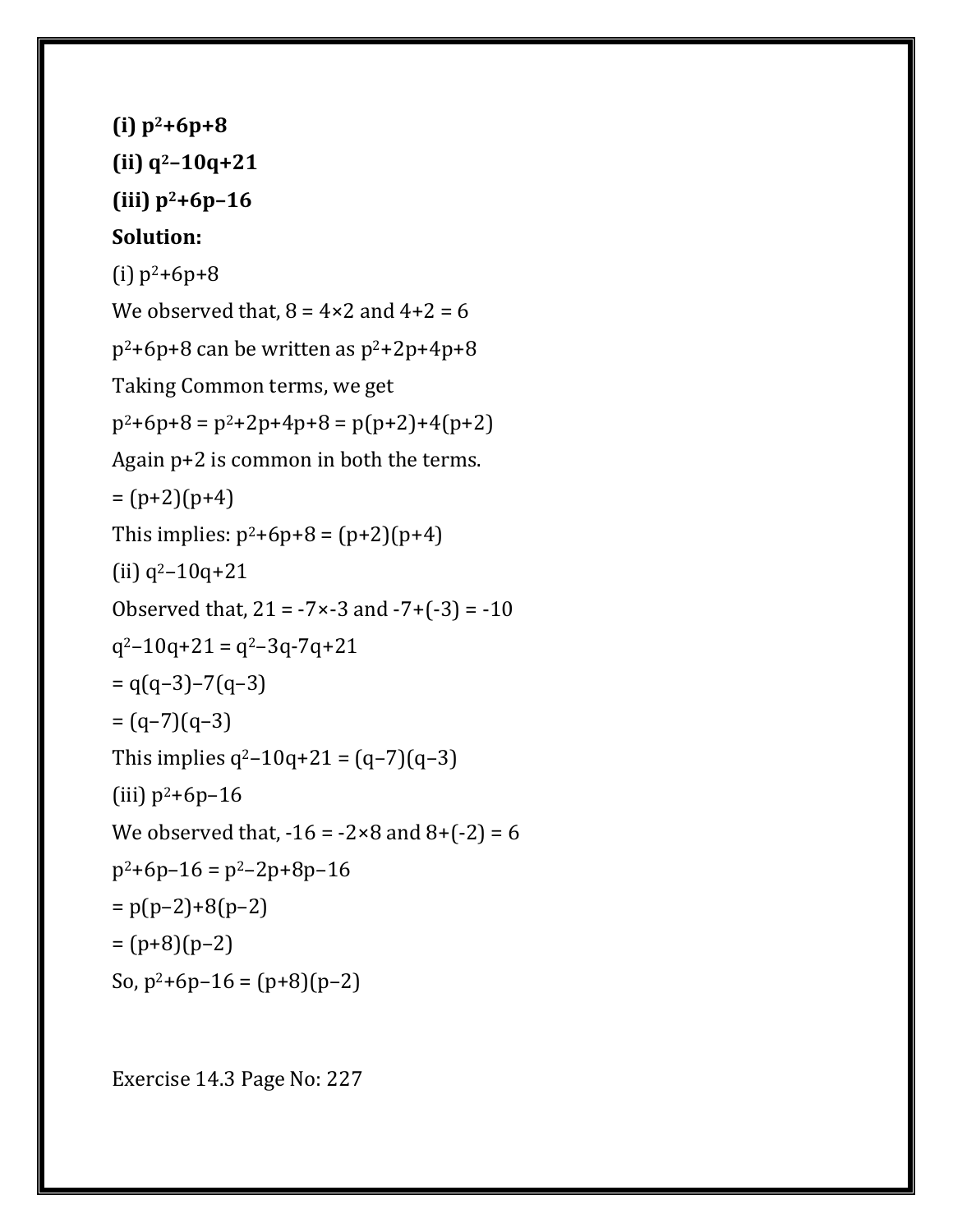**(i) $p^2+6p+8$**

**(ii) $q^2-10q+21$**

**(iii) $p^2+6p-16$**

**Solution:**

(i) $p^2+6p+8$

We observed that, $8 = 4\times2$ and $4+2 = 6$

$p^2+6p+8$ can be written as $p^2+2p+4p+8$

Taking Common terms, we get

$p^2+6p+8 = p^2+2p+4p+8 = p(p+2)+4(p+2)$

Again $p+2$ is common in both the terms.

$= (p+2)(p+4)$

This implies: $p^2+6p+8 = (p+2)(p+4)$

(ii) $q^2-10q+21$

Observed that, $21 = -7\times-3$ and $-7+(-3) = -10$

$q^2-10q+21 = q^2-3q-7q+21$

$= q(q-3)-7(q-3)$

$= (q-7)(q-3)$

This implies $q^2-10q+21 = (q-7)(q-3)$

(iii) $p^2+6p-16$

We observed that, $-16 = -2\times8$ and $8+(-2) = 6$

$p^2+6p-16 = p^2-2p+8p-16$

$= p(p-2)+8(p-2)$

$= (p+8)(p-2)$

So, $p^2+6p-16 = (p+8)(p-2)$

Exercise 14.3 Page No: 227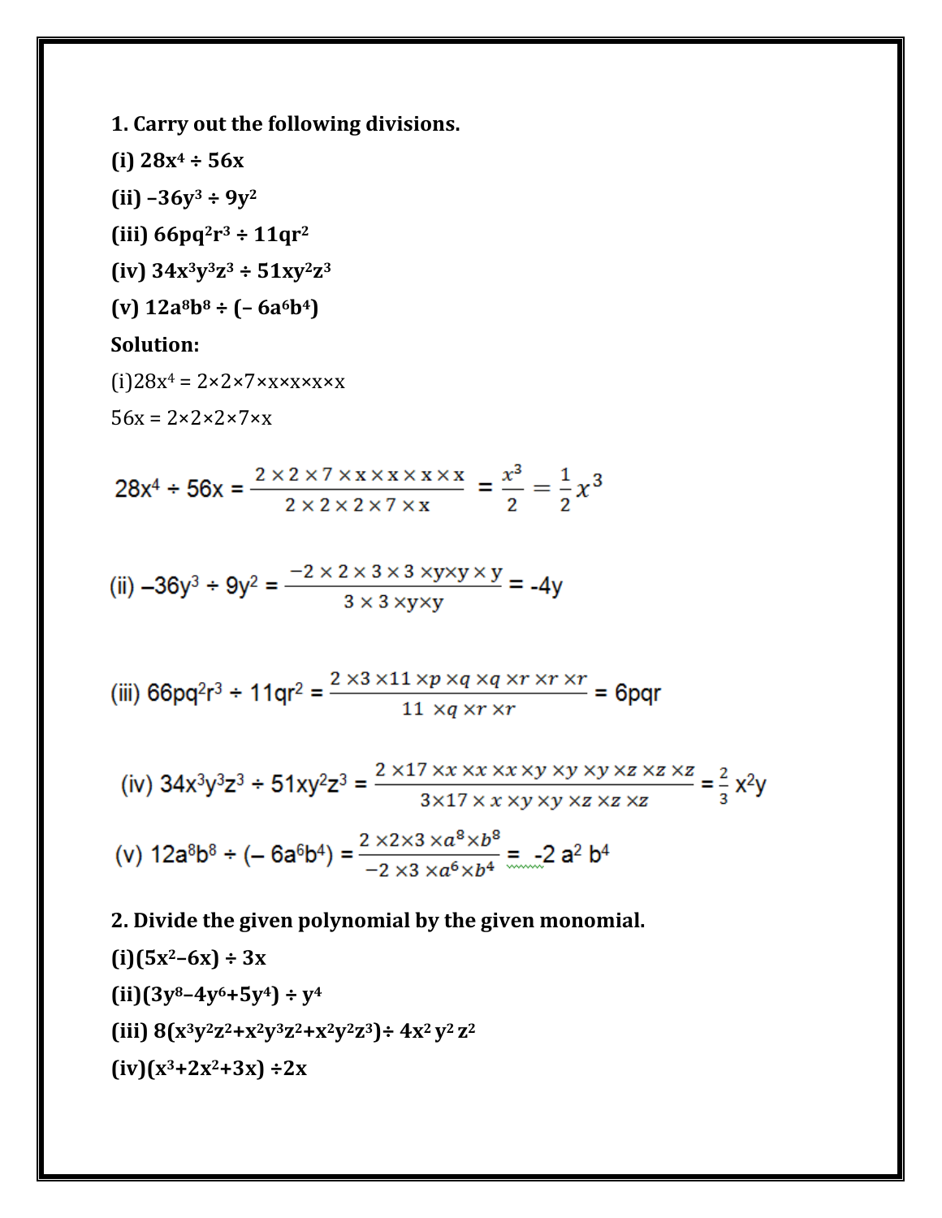**1. Carry out the following divisions.**

**(i) $28x^4 \div 56x$**

**(ii) $-36y^3 \div 9y^2$**

**(iii) $66pq^2r^3 \div 11qr^2$**

**(iv) $34x^3y^3z^3 \div 51xy^2z^3$**

**(v) $12a^8b^8 \div (-6a^6b^4)$**

**Solution:**

(i) $28x^4 = 2\times2\times7\times x\times x\times x\times x$

$56x = 2\times2\times2\times7\times x$

$$28x^4 \div 56x = \frac{2\times2\times7\times x\times x\times x\times x}{2\times2\times2\times7\times x} = \frac{x^3}{2} = \frac{1}{2}x^3$$

$$\text{(ii) } -36y^3 \div 9y^2 = \frac{-2\times2\times3\times3\times y\times y\times y}{3\times3\times y\times y} = -4y$$

$$\text{(iii) } 66pq^2r^3 \div 11qr^2 = \frac{2\times3\times11\times p\times q\times q\times r\times r\times r}{11\times q\times r\times r} = 6pqr$$

$$\text{(iv) } 34x^3y^3z^3 \div 51xy^2z^3 = \frac{2\times17\times x\times x\times x\times y\times y\times y\times z\times z\times z}{3\times17\times x\times y\times y\times z\times z\times z} = \frac{2}{3}x^2y$$

$$\text{(v) } 12a^8b^8 \div (-6a^6b^4) = \frac{2\times2\times3\times a^8\times b^8}{-2\times3\times a^6\times b^4} = -2a^2b^4$$

**2. Divide the given polynomial by the given monomial.**

**(i) $(5x^2-6x) \div 3x$**

**(ii) $(3y^8-4y^6+5y^4) \div y^4$**

**(iii) $8(x^3y^2z^2+x^2y^3z^2+x^2y^2z^3) \div 4x^2y^2z^2$**

**(iv) $(x^3+2x^2+3x) \div 2x$**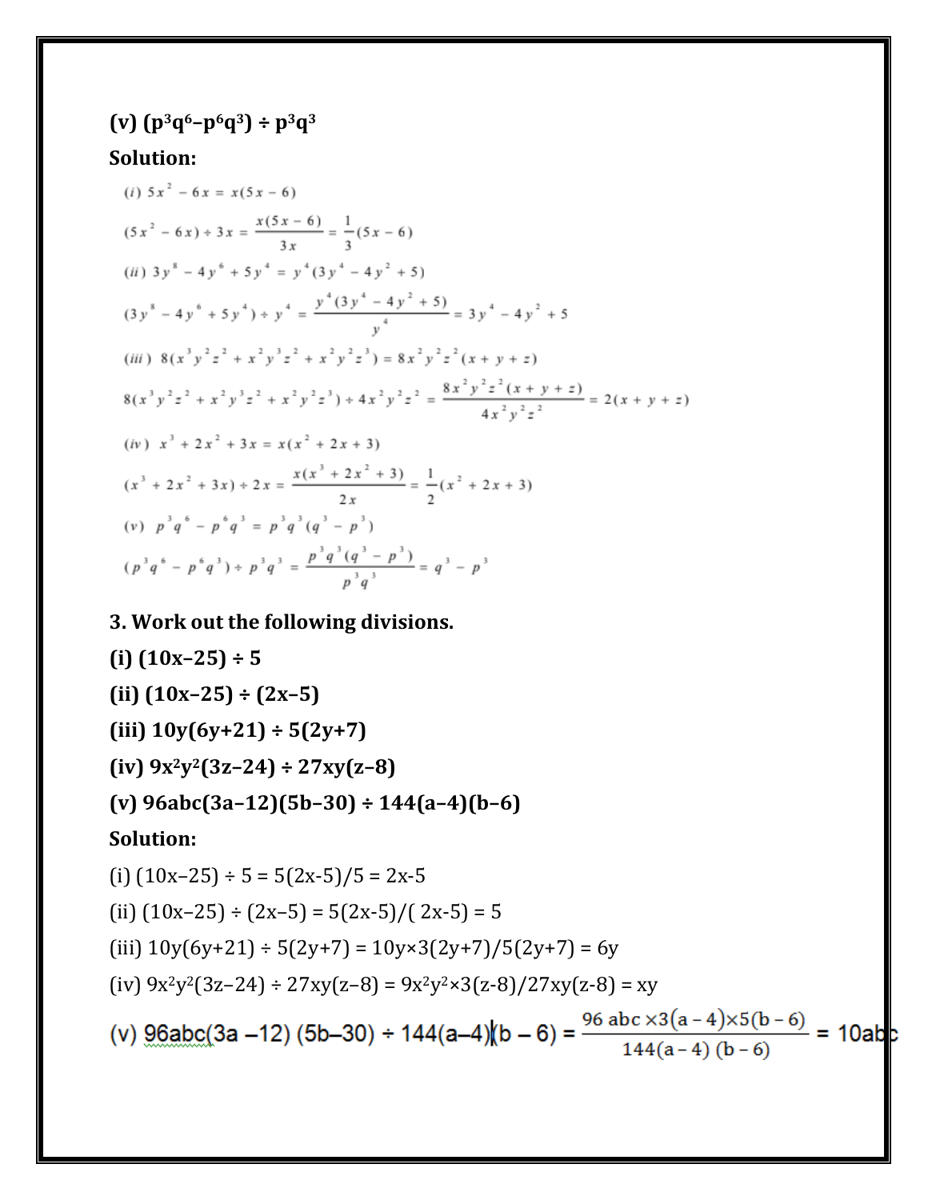**(v) $(p^3q^6 - p^6q^3) \div p^3q^3$**

**Solution:**

(*i*) $5x^2 - 6x = x(5x - 6)$

$(5x^2 - 6x) \div 3x = \dfrac{x(5x-6)}{3x} = \dfrac{1}{3}(5x - 6)$

(*ii*) $3y^8 - 4y^6 + 5y^4 = y^4(3y^4 - 4y^2 + 5)$

$(3y^8 - 4y^6 + 5y^4) \div y^4 = \dfrac{y^4(3y^4 - 4y^2 + 5)}{y^4} = 3y^4 - 4y^2 + 5$

(*iii*) $8(x^3y^2z^2 + x^2y^3z^2 + x^2y^2z^3) = 8x^2y^2z^2(x + y + z)$

$8(x^3y^2z^2 + x^2y^3z^2 + x^2y^2z^3) \div 4x^2y^2z^2 = \dfrac{8x^2y^2z^2(x+y+z)}{4x^2y^2z^2} = 2(x + y + z)$

(*iv*) $x^3 + 2x^2 + 3x = x(x^2 + 2x + 3)$

$(x^3 + 2x^2 + 3x) \div 2x = \dfrac{x(x^3 + 2x^2 + 3)}{2x} = \dfrac{1}{2}(x^2 + 2x + 3)$

(*v*) $p^3q^6 - p^6q^3 = p^3q^3(q^3 - p^3)$

$(p^3q^6 - p^6q^3) \div p^3q^3 = \dfrac{p^3q^3(q^3 - p^3)}{p^3q^3} = q^3 - p^3$

**3. Work out the following divisions.**

**(i) $(10x - 25) \div 5$**

**(ii) $(10x - 25) \div (2x - 5)$**

**(iii) $10y(6y+21) \div 5(2y+7)$**

**(iv) $9x^2y^2(3z - 24) \div 27xy(z - 8)$**

**(v) $96abc(3a - 12)(5b - 30) \div 144(a - 4)(b - 6)$**

**Solution:**

(i) $(10x - 25) \div 5 = 5(2x-5)/5 = 2x-5$

(ii) $(10x - 25) \div (2x - 5) = 5(2x-5)/(2x-5) = 5$

(iii) $10y(6y+21) \div 5(2y+7) = 10y \times 3(2y+7)/5(2y+7) = 6y$

(iv) $9x^2y^2(3z - 24) \div 27xy(z - 8) = 9x^2y^2 \times 3(z-8)/27xy(z-8) = xy$

(v) $96abc(3a - 12)(5b - 30) \div 144(a-4)(b-6) = \dfrac{96\,abc \times 3(a-4) \times 5(b-6)}{144(a-4)(b-6)} = 10abc$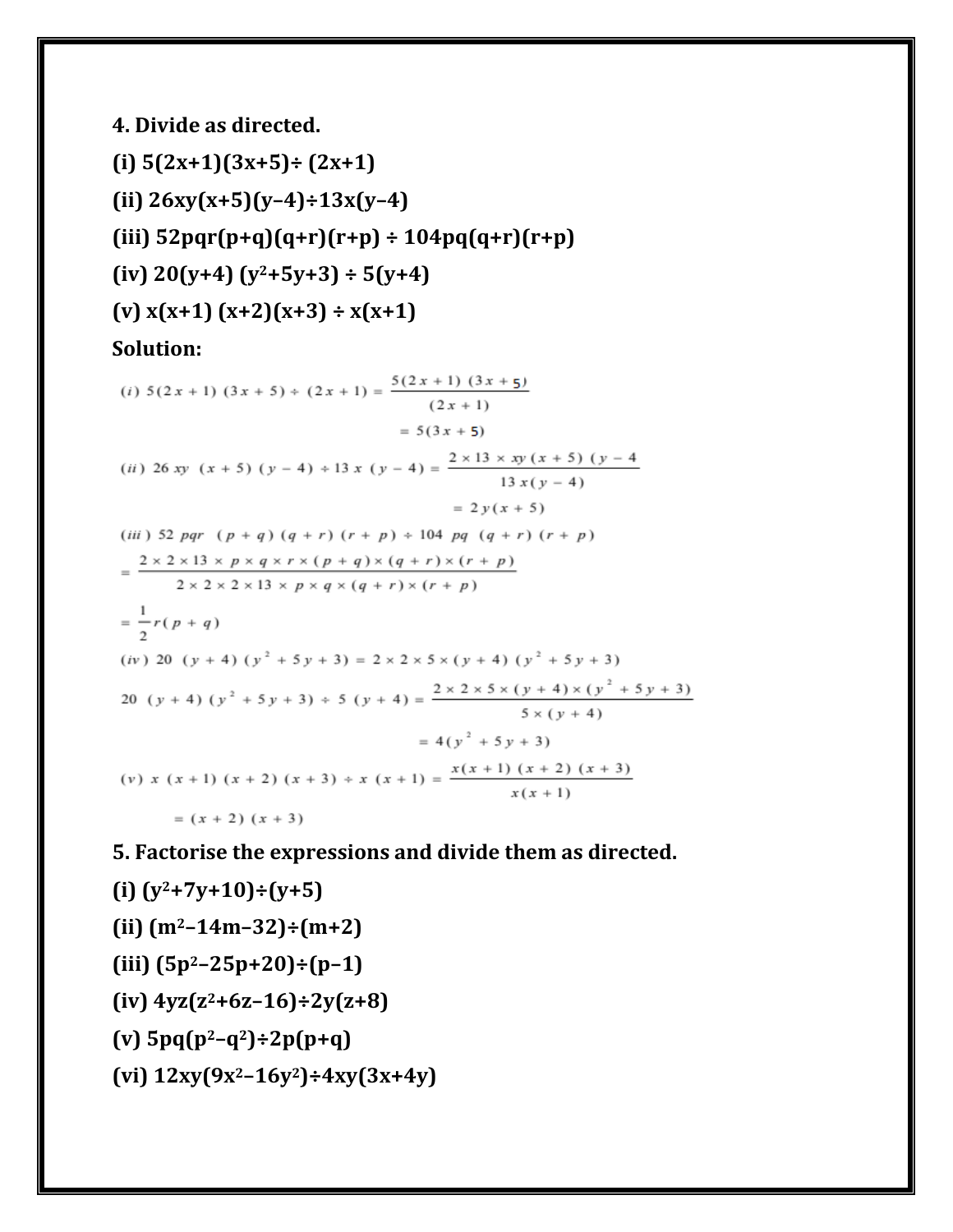**4. Divide as directed.**

**(i) $5(2x+1)(3x+5) \div (2x+1)$**

**(ii) $26xy(x+5)(y-4) \div 13x(y-4)$**

**(iii) $52pqr(p+q)(q+r)(r+p) \div 104pq(q+r)(r+p)$**

**(iv) $20(y+4)(y^2+5y+3) \div 5(y+4)$**

**(v) $x(x+1)(x+2)(x+3) \div x(x+1)$**

**Solution:**

$$(i)\ 5(2x+1)(3x+5) \div (2x+1) = \frac{5(2x+1)(3x+5)}{(2x+1)}$$

$$= 5(3x+5)$$

$$(ii)\ 26xy(x+5)(y-4) \div 13x(y-4) = \frac{2 \times 13 \times xy(x+5)(y-4)}{13x(y-4)}$$

$$= 2y(x+5)$$

$$(iii)\ 52pqr(p+q)(q+r)(r+p) \div 104pq(q+r)(r+p)$$

$$= \frac{2 \times 2 \times 13 \times p \times q \times r \times (p+q) \times (q+r) \times (r+p)}{2 \times 2 \times 2 \times 13 \times p \times q \times (q+r) \times (r+p)}$$

$$= \frac{1}{2}r(p+q)$$

$$(iv)\ 20(y+4)(y^2+5y+3) = 2 \times 2 \times 5 \times (y+4)(y^2+5y+3)$$

$$20(y+4)(y^2+5y+3) \div 5(y+4) = \frac{2 \times 2 \times 5 \times (y+4) \times (y^2+5y+3)}{5 \times (y+4)}$$

$$= 4(y^2+5y+3)$$

$$(v)\ x(x+1)(x+2)(x+3) \div x(x+1) = \frac{x(x+1)(x+2)(x+3)}{x(x+1)}$$

$$= (x+2)(x+3)$$

**5. Factorise the expressions and divide them as directed.**

**(i) $(y^2+7y+10) \div (y+5)$**

**(ii) $(m^2-14m-32) \div (m+2)$**

**(iii) $(5p^2-25p+20) \div (p-1)$**

**(iv) $4yz(z^2+6z-16) \div 2y(z+8)$**

**(v) $5pq(p^2-q^2) \div 2p(p+q)$**

**(vi) $12xy(9x^2-16y^2) \div 4xy(3x+4y)$**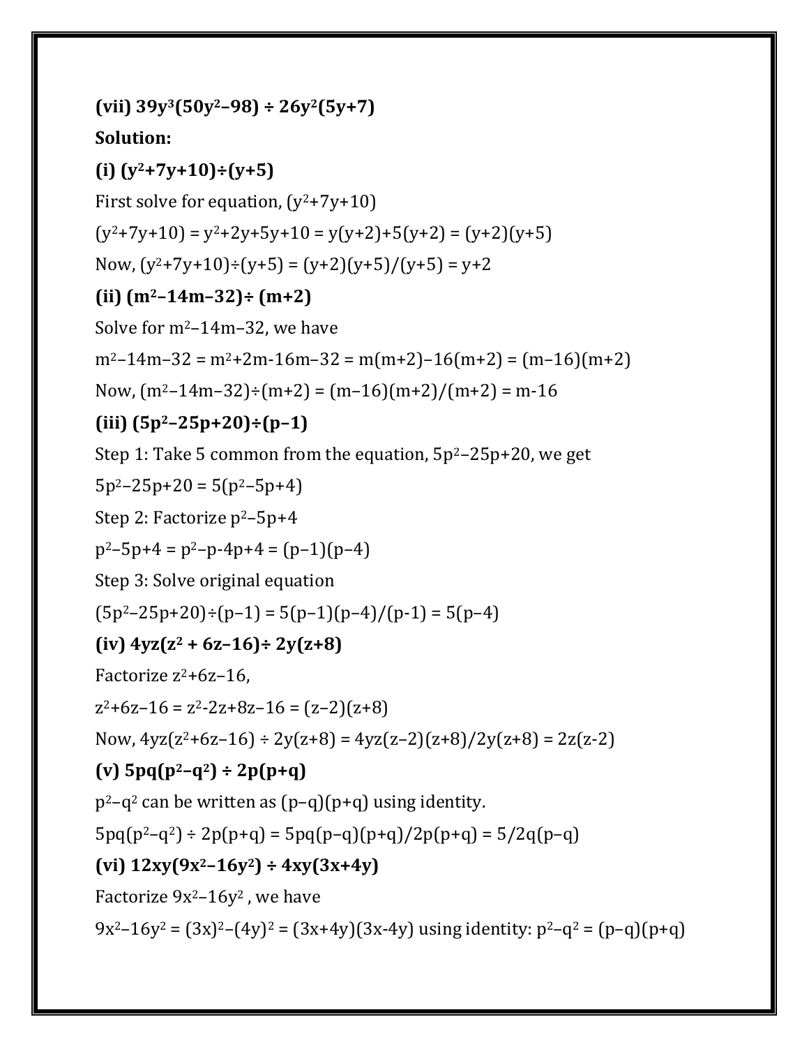**(vii) $39y^3(50y^2–98) \div 26y^2(5y+7)$**

**Solution:**

**(i) $(y^2+7y+10)\div(y+5)$**

First solve for equation, $(y^2+7y+10)$

$(y^2+7y+10) = y^2+2y+5y+10 = y(y+2)+5(y+2) = (y+2)(y+5)$

Now, $(y^2+7y+10)\div(y+5) = (y+2)(y+5)/(y+5) = y+2$

**(ii) $(m^2–14m–32)\div (m+2)$**

Solve for $m^2–14m–32$, we have

$m^2–14m–32 = m^2+2m-16m–32 = m(m+2)–16(m+2) = (m–16)(m+2)$

Now, $(m^2–14m–32)\div(m+2) = (m–16)(m+2)/(m+2) = m-16$

**(iii) $(5p^2–25p+20)\div(p–1)$**

Step 1: Take 5 common from the equation, $5p^2–25p+20$, we get

$5p^2–25p+20 = 5(p^2–5p+4)$

Step 2: Factorize $p^2–5p+4$

$p^2–5p+4 = p^2–p-4p+4 = (p–1)(p–4)$

Step 3: Solve original equation

$(5p^2–25p+20)\div(p–1) = 5(p–1)(p–4)/(p-1) = 5(p–4)$

**(iv) $4yz(z^2 + 6z–16)\div 2y(z+8)$**

Factorize $z^2+6z–16$,

$z^2+6z–16 = z^2-2z+8z–16 = (z–2)(z+8)$

Now, $4yz(z^2+6z–16) \div 2y(z+8) = 4yz(z–2)(z+8)/2y(z+8) = 2z(z-2)$

**(v) $5pq(p^2–q^2) \div 2p(p+q)$**

$p^2–q^2$ can be written as $(p–q)(p+q)$ using identity.

$5pq(p^2–q^2) \div 2p(p+q) = 5pq(p–q)(p+q)/2p(p+q) = 5/2q(p–q)$

**(vi) $12xy(9x^2–16y^2) \div 4xy(3x+4y)$**

Factorize $9x^2–16y^2$ , we have

$9x^2–16y^2 = (3x)^2–(4y)^2 = (3x+4y)(3x-4y)$ using identity: $p^2–q^2 = (p–q)(p+q)$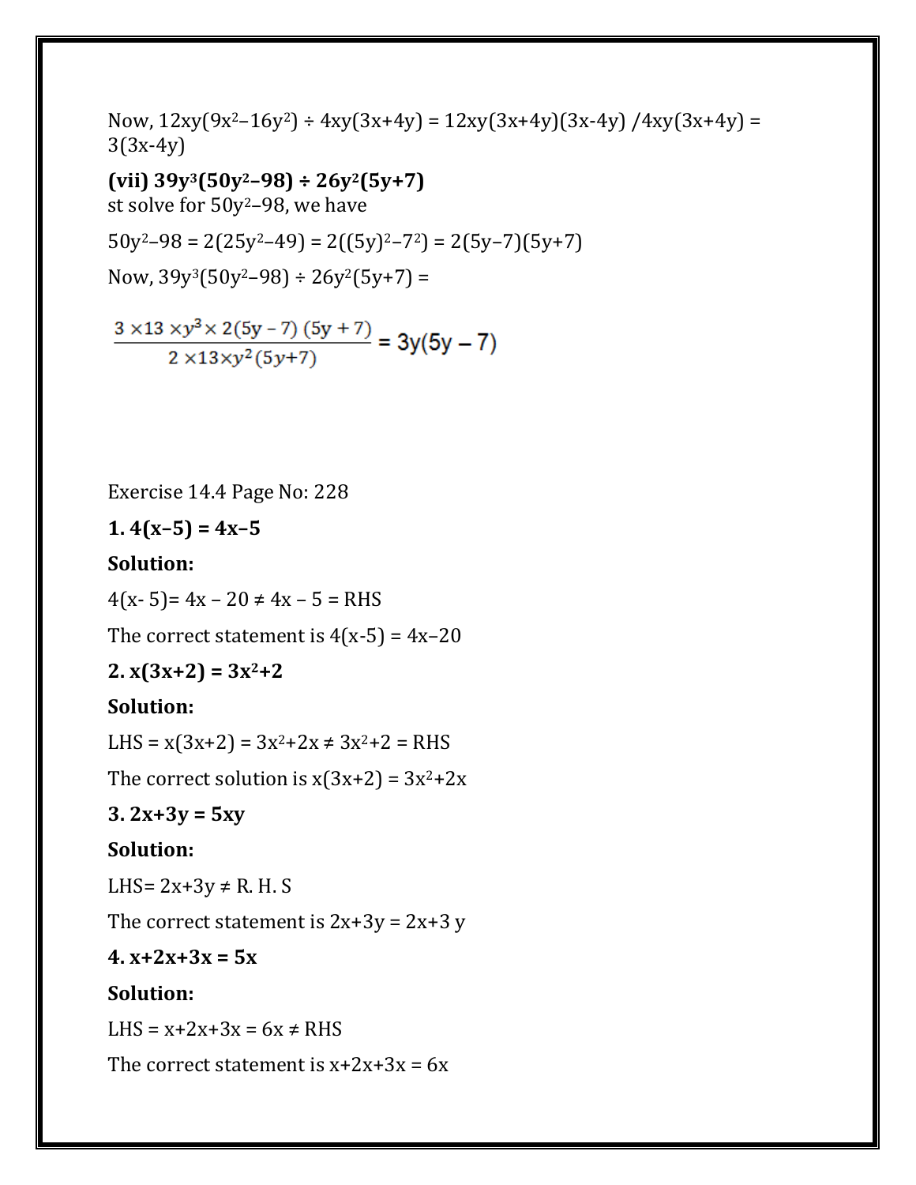Now, $12xy(9x^2–16y^2) \div 4xy(3x+4y) = 12xy(3x+4y)(3x-4y) / 4xy(3x+4y) = 3(3x-4y)$

**(vii) $39y^3(50y^2–98) \div 26y^2(5y+7)$**

st solve for $50y^2–98$, we have

$50y^2–98 = 2(25y^2–49) = 2((5y)^2–7^2) = 2(5y–7)(5y+7)$

Now, $39y^3(50y^2–98) \div 26y^2(5y+7) =$

$$\frac{3 \times 13 \times y^3 \times 2(5y-7)(5y+7)}{2 \times 13 \times y^2(5y+7)} = 3y(5y-7)$$

Exercise 14.4 Page No: 228

**1. $4(x–5) = 4x–5$**

**Solution:**

$4(x- 5)= 4x – 20 \neq 4x – 5 = \text{RHS}$

The correct statement is $4(x-5) = 4x–20$

**2. $x(3x+2) = 3x^2+2$**

**Solution:**

$\text{LHS} = x(3x+2) = 3x^2+2x \neq 3x^2+2 = \text{RHS}$

The correct solution is $x(3x+2) = 3x^2+2x$

**3. $2x+3y = 5xy$**

**Solution:**

$\text{LHS} = 2x+3y \neq \text{R. H. S}$

The correct statement is $2x+3y = 2x+3y$

**4. $x+2x+3x = 5x$**

**Solution:**

$\text{LHS} = x+2x+3x = 6x \neq \text{RHS}$

The correct statement is $x+2x+3x = 6x$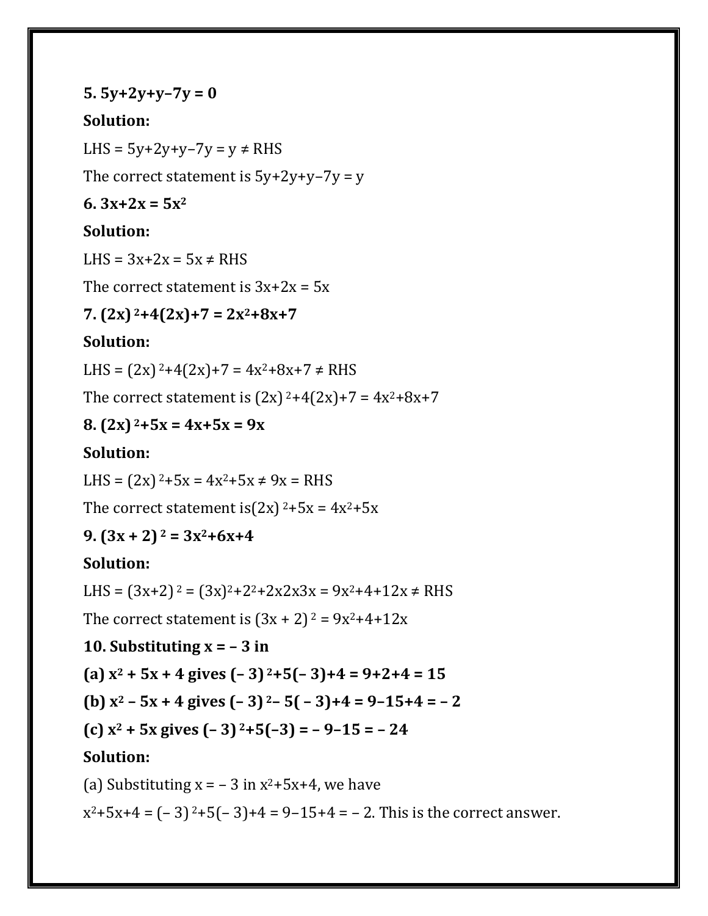**5. $5y+2y+y-7y = 0$**

**Solution:**

LHS = $5y+2y+y-7y = y \neq$ RHS

The correct statement is $5y+2y+y-7y = y$

**6. $3x+2x = 5x^2$**

**Solution:**

LHS = $3x+2x = 5x \neq$ RHS

The correct statement is $3x+2x = 5x$

**7. $(2x)^2+4(2x)+7 = 2x^2+8x+7$**

**Solution:**

LHS = $(2x)^2+4(2x)+7 = 4x^2+8x+7 \neq$ RHS

The correct statement is $(2x)^2+4(2x)+7 = 4x^2+8x+7$

**8. $(2x)^2+5x = 4x+5x = 9x$**

**Solution:**

LHS = $(2x)^2+5x = 4x^2+5x \neq 9x$ = RHS

The correct statement is $(2x)^2+5x = 4x^2+5x$

**9. $(3x + 2)^2 = 3x^2+6x+4$**

**Solution:**

LHS = $(3x+2)^2 = (3x)^2+2^2+2x2x3x = 9x^2+4+12x \neq$ RHS

The correct statement is $(3x + 2)^2 = 9x^2+4+12x$

**10. Substituting $x = -3$ in**

**(a) $x^2 + 5x + 4$ gives $(-3)^2+5(-3)+4 = 9+2+4 = 15$**

**(b) $x^2 - 5x + 4$ gives $(-3)^2-5(-3)+4 = 9-15+4 = -2$**

**(c) $x^2 + 5x$ gives $(-3)^2+5(-3) = -9-15 = -24$**

**Solution:**

(a) Substituting $x = -3$ in $x^2+5x+4$, we have

$x^2+5x+4 = (-3)^2+5(-3)+4 = 9-15+4 = -2$. This is the correct answer.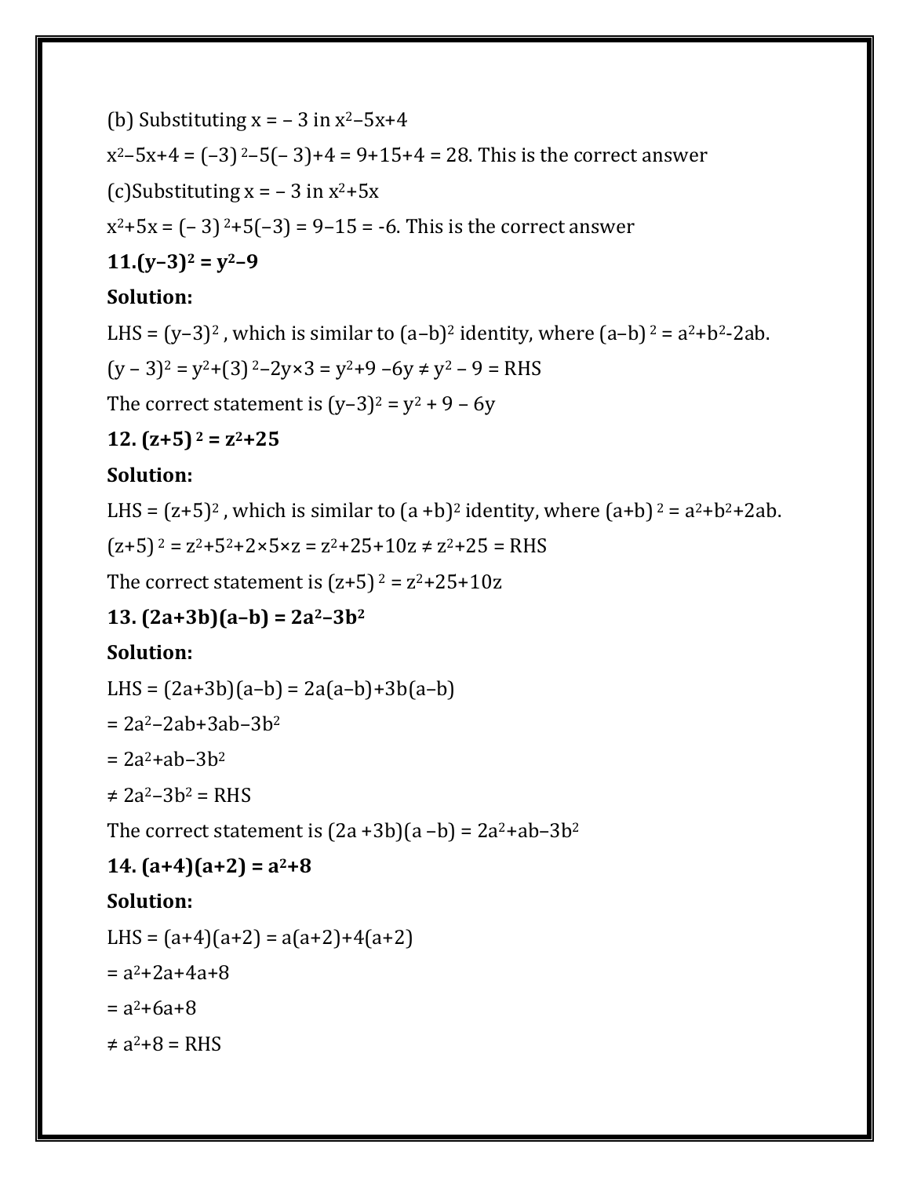(b) Substituting $x = -3$ in $x^2-5x+4$

$x^2-5x+4 = (-3)^2-5(-3)+4 = 9+15+4 = 28$. This is the correct answer

(c)Substituting $x = -3$ in $x^2+5x$

$x^2+5x = (-3)^2+5(-3) = 9-15 = -6$. This is the correct answer

**11.$(y-3)^2 = y^2-9$**

**Solution:**

LHS = $(y-3)^2$ , which is similar to $(a-b)^2$ identity, where $(a-b)^2 = a^2+b^2-2ab$.

$(y-3)^2 = y^2+(3)^2-2y\times3 = y^2+9-6y \neq y^2-9$ = RHS

The correct statement is $(y-3)^2 = y^2+9-6y$

**12. $(z+5)^2 = z^2+25$**

**Solution:**

LHS = $(z+5)^2$ , which is similar to $(a+b)^2$ identity, where $(a+b)^2 = a^2+b^2+2ab$.

$(z+5)^2 = z^2+5^2+2\times5\times z = z^2+25+10z \neq z^2+25$ = RHS

The correct statement is $(z+5)^2 = z^2+25+10z$

**13. $(2a+3b)(a-b) = 2a^2-3b^2$**

**Solution:**

LHS = $(2a+3b)(a-b) = 2a(a-b)+3b(a-b)$

$= 2a^2-2ab+3ab-3b^2$

$= 2a^2+ab-3b^2$

$\neq 2a^2-3b^2$ = RHS

The correct statement is $(2a+3b)(a-b) = 2a^2+ab-3b^2$

**14. $(a+4)(a+2) = a^2+8$**

**Solution:**

LHS = $(a+4)(a+2) = a(a+2)+4(a+2)$

$= a^2+2a+4a+8$

$= a^2+6a+8$

$\neq a^2+8$ = RHS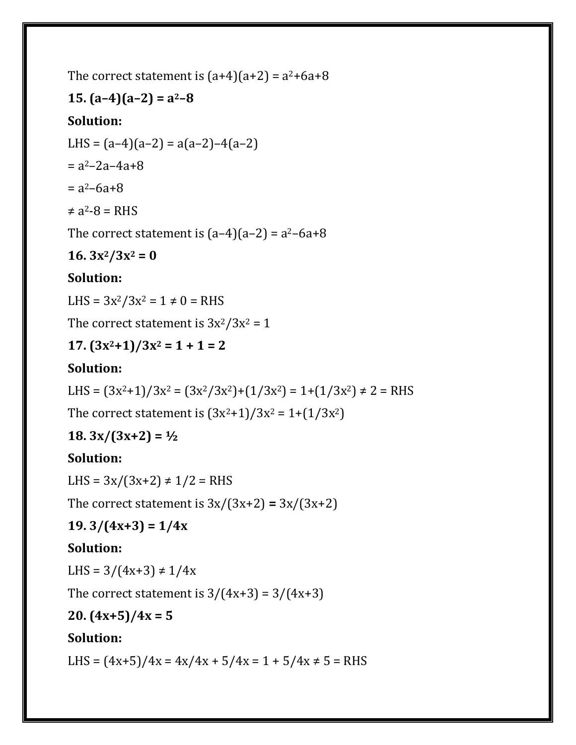The correct statement is $(a+4)(a+2) = a^2+6a+8$

**15. $(a-4)(a-2) = a^2-8$**

**Solution:**

LHS = $(a-4)(a-2) = a(a-2)-4(a-2)$

$= a^2-2a-4a+8$

$= a^2-6a+8$

$\neq a^2-8$ = RHS

The correct statement is $(a-4)(a-2) = a^2-6a+8$

**16. $3x^2/3x^2 = 0$**

**Solution:**

LHS = $3x^2/3x^2 = 1 \neq 0$ = RHS

The correct statement is $3x^2/3x^2 = 1$

**17. $(3x^2+1)/3x^2 = 1 + 1 = 2$**

**Solution:**

LHS = $(3x^2+1)/3x^2 = (3x^2/3x^2)+(1/3x^2) = 1+(1/3x^2) \neq 2$ = RHS

The correct statement is $(3x^2+1)/3x^2 = 1+(1/3x^2)$

**18. $3x/(3x+2) = 1/2$**

**Solution:**

LHS = $3x/(3x+2) \neq 1/2$ = RHS

The correct statement is $3x/(3x+2) = 3x/(3x+2)$

**19. $3/(4x+3) = 1/4x$**

**Solution:**

LHS = $3/(4x+3) \neq 1/4x$

The correct statement is $3/(4x+3) = 3/(4x+3)$

**20. $(4x+5)/4x = 5$**

**Solution:**

LHS = $(4x+5)/4x = 4x/4x + 5/4x = 1 + 5/4x \neq 5$ = RHS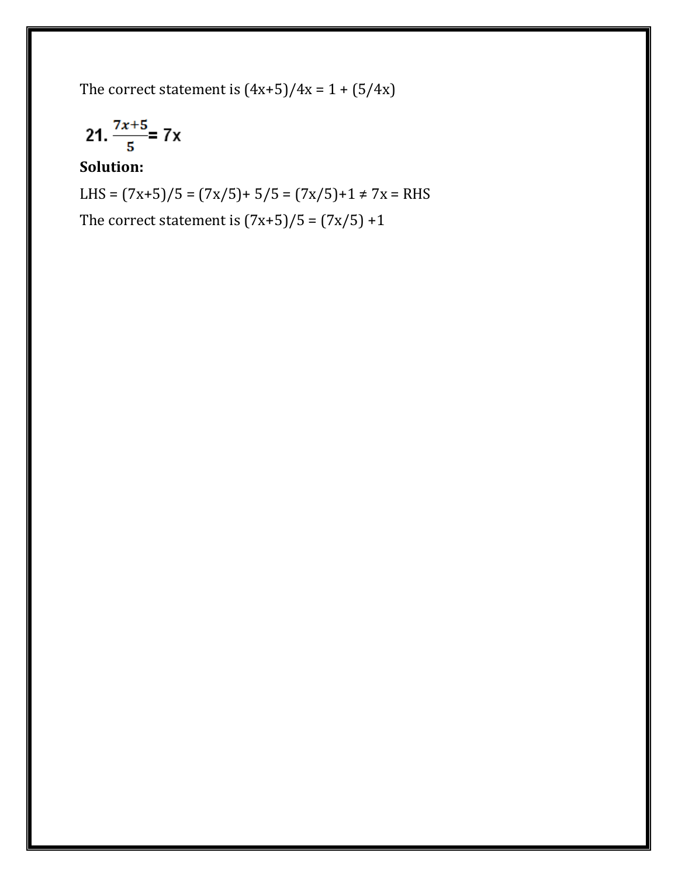The correct statement is $(4x+5)/4x = 1 + (5/4x)$

**21.** $\frac{7x+5}{5} = 7x$

**Solution:**

LHS = $(7x+5)/5 = (7x/5) + 5/5 = (7x/5)+1 \neq 7x$ = RHS

The correct statement is $(7x+5)/5 = (7x/5) + 1$